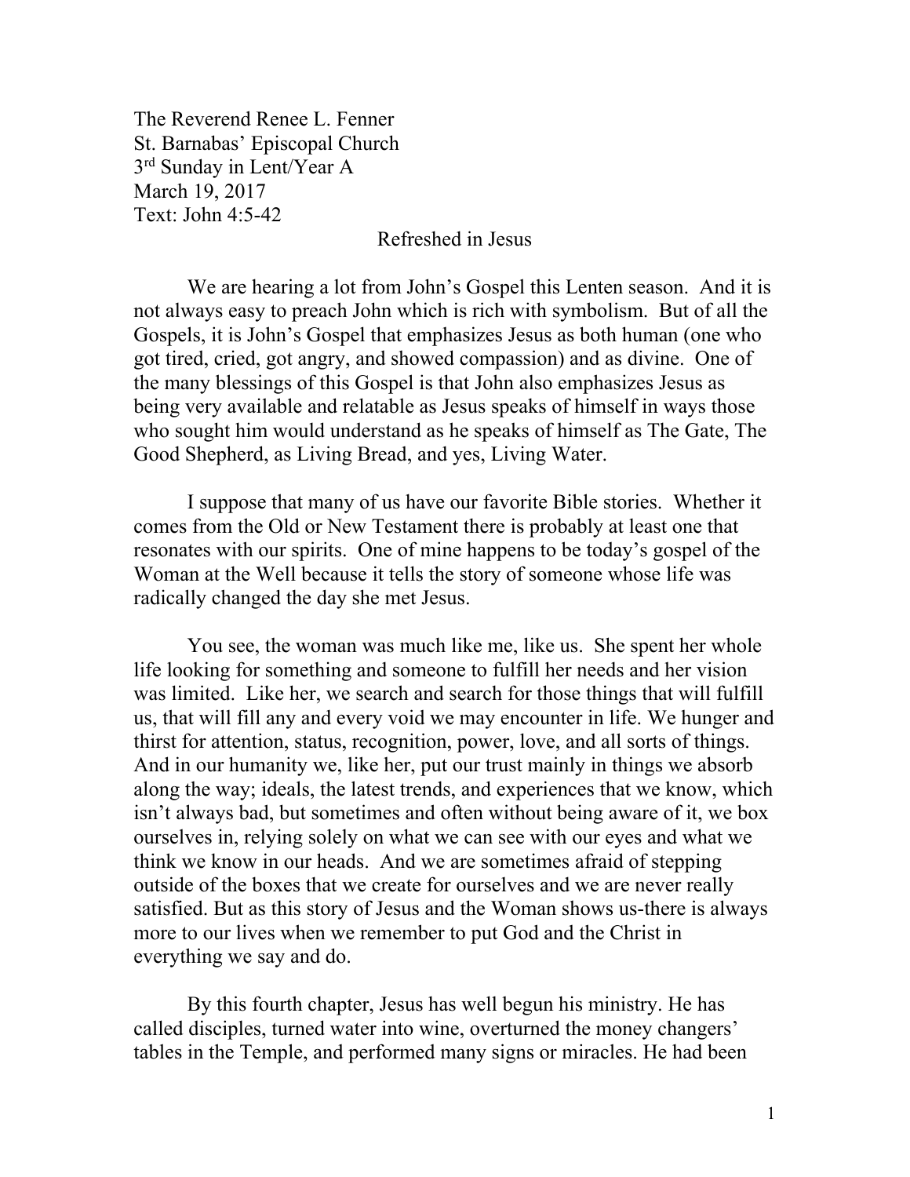The Reverend Renee L. Fenner
St. Barnabas' Episcopal Church
3rd Sunday in Lent/Year A
March 19, 2017
Text: John 4:5-42

## Refreshed in Jesus

We are hearing a lot from John's Gospel this Lenten season. And it is not always easy to preach John which is rich with symbolism. But of all the Gospels, it is John's Gospel that emphasizes Jesus as both human (one who got tired, cried, got angry, and showed compassion) and as divine. One of the many blessings of this Gospel is that John also emphasizes Jesus as being very available and relatable as Jesus speaks of himself in ways those who sought him would understand as he speaks of himself as The Gate, The Good Shepherd, as Living Bread, and yes, Living Water.

I suppose that many of us have our favorite Bible stories. Whether it comes from the Old or New Testament there is probably at least one that resonates with our spirits. One of mine happens to be today's gospel of the Woman at the Well because it tells the story of someone whose life was radically changed the day she met Jesus.

You see, the woman was much like me, like us. She spent her whole life looking for something and someone to fulfill her needs and her vision was limited. Like her, we search and search for those things that will fulfill us, that will fill any and every void we may encounter in life. We hunger and thirst for attention, status, recognition, power, love, and all sorts of things. And in our humanity we, like her, put our trust mainly in things we absorb along the way; ideals, the latest trends, and experiences that we know, which isn't always bad, but sometimes and often without being aware of it, we box ourselves in, relying solely on what we can see with our eyes and what we think we know in our heads. And we are sometimes afraid of stepping outside of the boxes that we create for ourselves and we are never really satisfied. But as this story of Jesus and the Woman shows us-there is always more to our lives when we remember to put God and the Christ in everything we say and do.

By this fourth chapter, Jesus has well begun his ministry. He has called disciples, turned water into wine, overturned the money changers' tables in the Temple, and performed many signs or miracles. He had been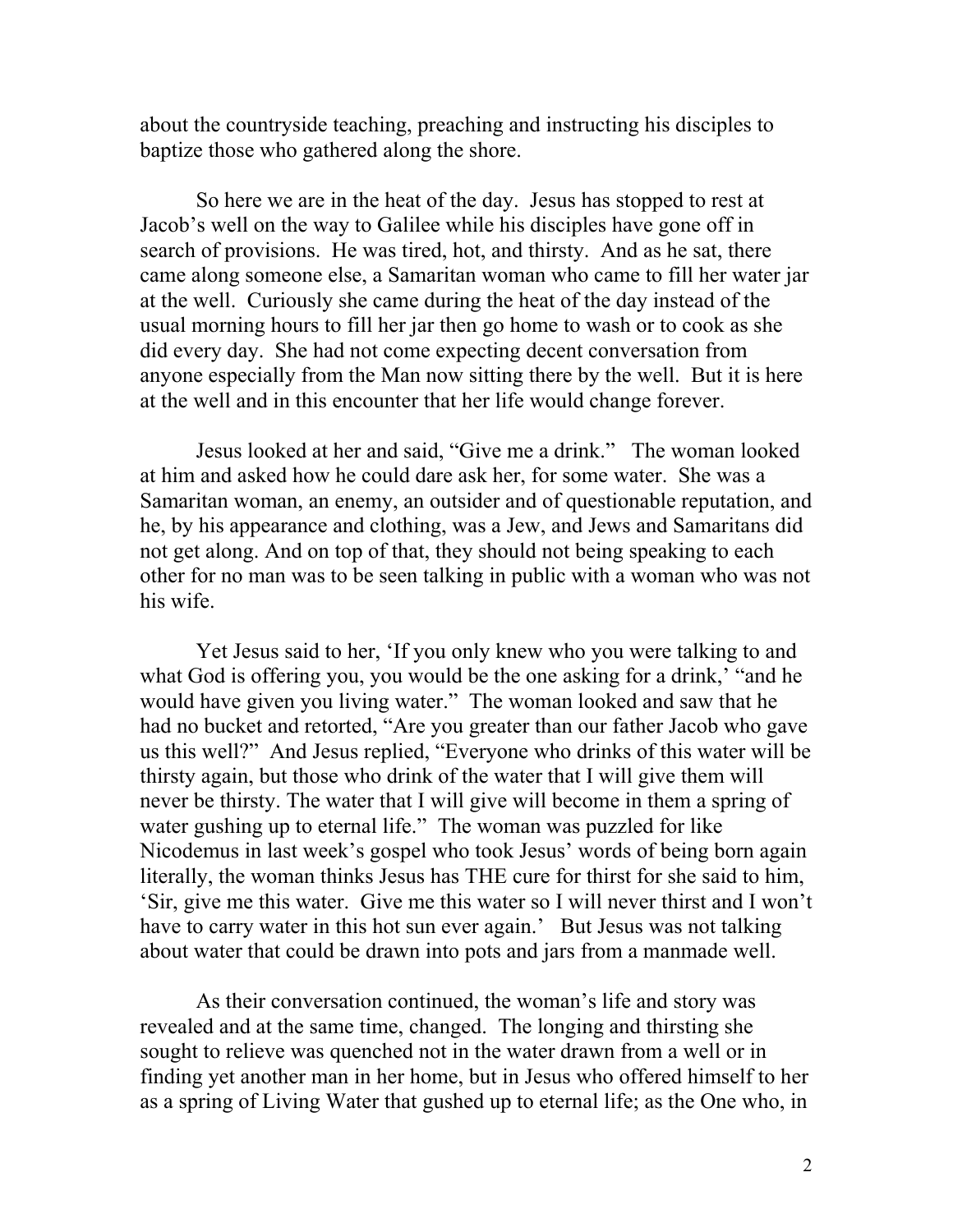about the countryside teaching, preaching and instructing his disciples to baptize those who gathered along the shore.

So here we are in the heat of the day. Jesus has stopped to rest at Jacob's well on the way to Galilee while his disciples have gone off in search of provisions. He was tired, hot, and thirsty. And as he sat, there came along someone else, a Samaritan woman who came to fill her water jar at the well. Curiously she came during the heat of the day instead of the usual morning hours to fill her jar then go home to wash or to cook as she did every day. She had not come expecting decent conversation from anyone especially from the Man now sitting there by the well. But it is here at the well and in this encounter that her life would change forever.

Jesus looked at her and said, "Give me a drink." The woman looked at him and asked how he could dare ask her, for some water. She was a Samaritan woman, an enemy, an outsider and of questionable reputation, and he, by his appearance and clothing, was a Jew, and Jews and Samaritans did not get along. And on top of that, they should not being speaking to each other for no man was to be seen talking in public with a woman who was not his wife.

Yet Jesus said to her, 'If you only knew who you were talking to and what God is offering you, you would be the one asking for a drink,' "and he would have given you living water." The woman looked and saw that he had no bucket and retorted, "Are you greater than our father Jacob who gave us this well?" And Jesus replied, "Everyone who drinks of this water will be thirsty again, but those who drink of the water that I will give them will never be thirsty. The water that I will give will become in them a spring of water gushing up to eternal life." The woman was puzzled for like Nicodemus in last week's gospel who took Jesus' words of being born again literally, the woman thinks Jesus has THE cure for thirst for she said to him, 'Sir, give me this water. Give me this water so I will never thirst and I won't have to carry water in this hot sun ever again.' But Jesus was not talking about water that could be drawn into pots and jars from a manmade well.

As their conversation continued, the woman's life and story was revealed and at the same time, changed. The longing and thirsting she sought to relieve was quenched not in the water drawn from a well or in finding yet another man in her home, but in Jesus who offered himself to her as a spring of Living Water that gushed up to eternal life; as the One who, in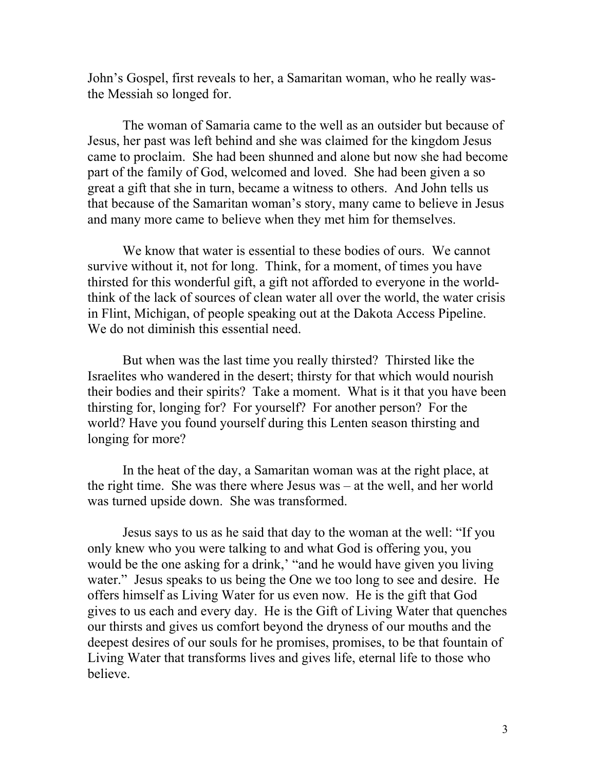John's Gospel, first reveals to her, a Samaritan woman, who he really was- the Messiah so longed for.

The woman of Samaria came to the well as an outsider but because of Jesus, her past was left behind and she was claimed for the kingdom Jesus came to proclaim. She had been shunned and alone but now she had become part of the family of God, welcomed and loved. She had been given a so great a gift that she in turn, became a witness to others. And John tells us that because of the Samaritan woman's story, many came to believe in Jesus and many more came to believe when they met him for themselves.

We know that water is essential to these bodies of ours. We cannot survive without it, not for long. Think, for a moment, of times you have thirsted for this wonderful gift, a gift not afforded to everyone in the world- think of the lack of sources of clean water all over the world, the water crisis in Flint, Michigan, of people speaking out at the Dakota Access Pipeline. We do not diminish this essential need.

But when was the last time you really thirsted? Thirsted like the Israelites who wandered in the desert; thirsty for that which would nourish their bodies and their spirits? Take a moment. What is it that you have been thirsting for, longing for? For yourself? For another person? For the world? Have you found yourself during this Lenten season thirsting and longing for more?

In the heat of the day, a Samaritan woman was at the right place, at the right time. She was there where Jesus was – at the well, and her world was turned upside down. She was transformed.

Jesus says to us as he said that day to the woman at the well: "If you only knew who you were talking to and what God is offering you, you would be the one asking for a drink,' "and he would have given you living water." Jesus speaks to us being the One we too long to see and desire. He offers himself as Living Water for us even now. He is the gift that God gives to us each and every day. He is the Gift of Living Water that quenches our thirsts and gives us comfort beyond the dryness of our mouths and the deepest desires of our souls for he promises, promises, to be that fountain of Living Water that transforms lives and gives life, eternal life to those who believe.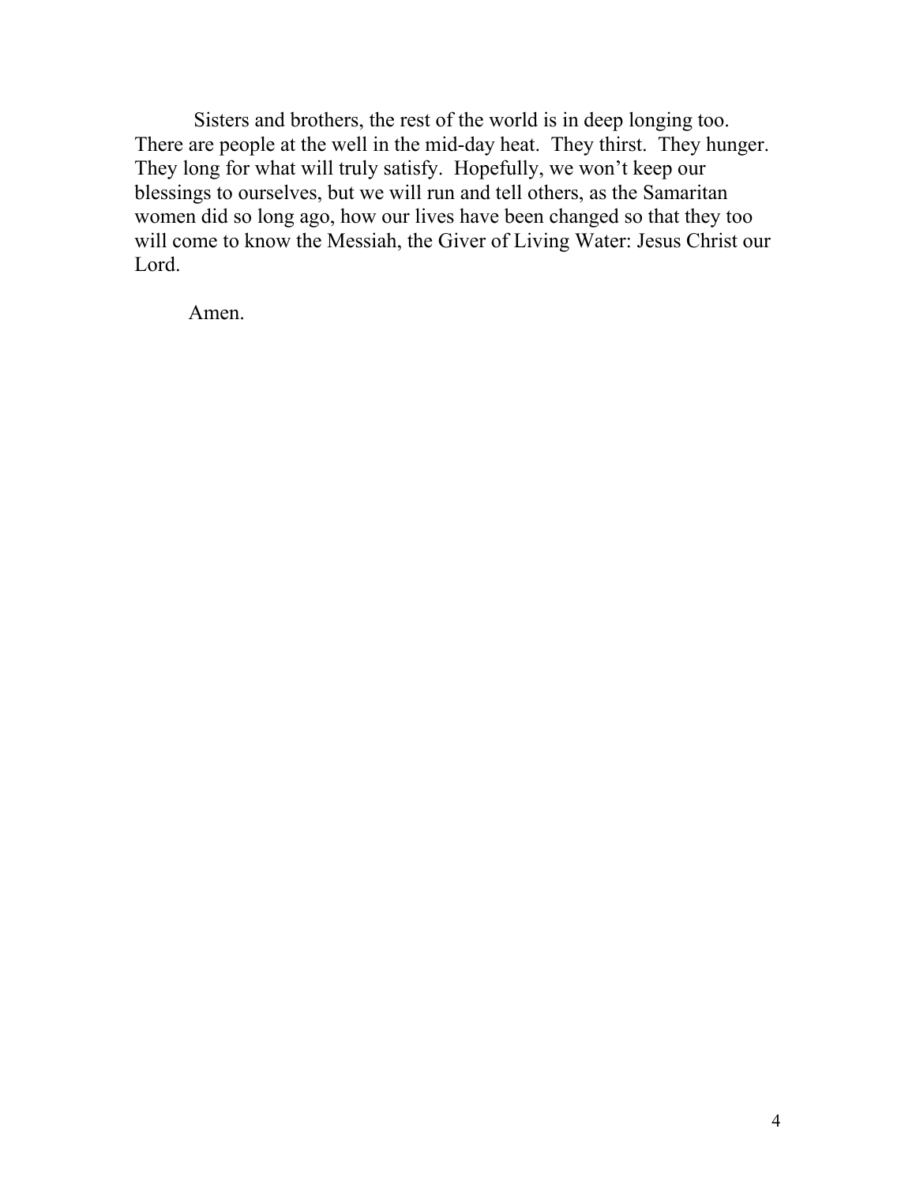Sisters and brothers, the rest of the world is in deep longing too. There are people at the well in the mid-day heat. They thirst. They hunger. They long for what will truly satisfy. Hopefully, we won't keep our blessings to ourselves, but we will run and tell others, as the Samaritan women did so long ago, how our lives have been changed so that they too will come to know the Messiah, the Giver of Living Water: Jesus Christ our Lord.

Amen.